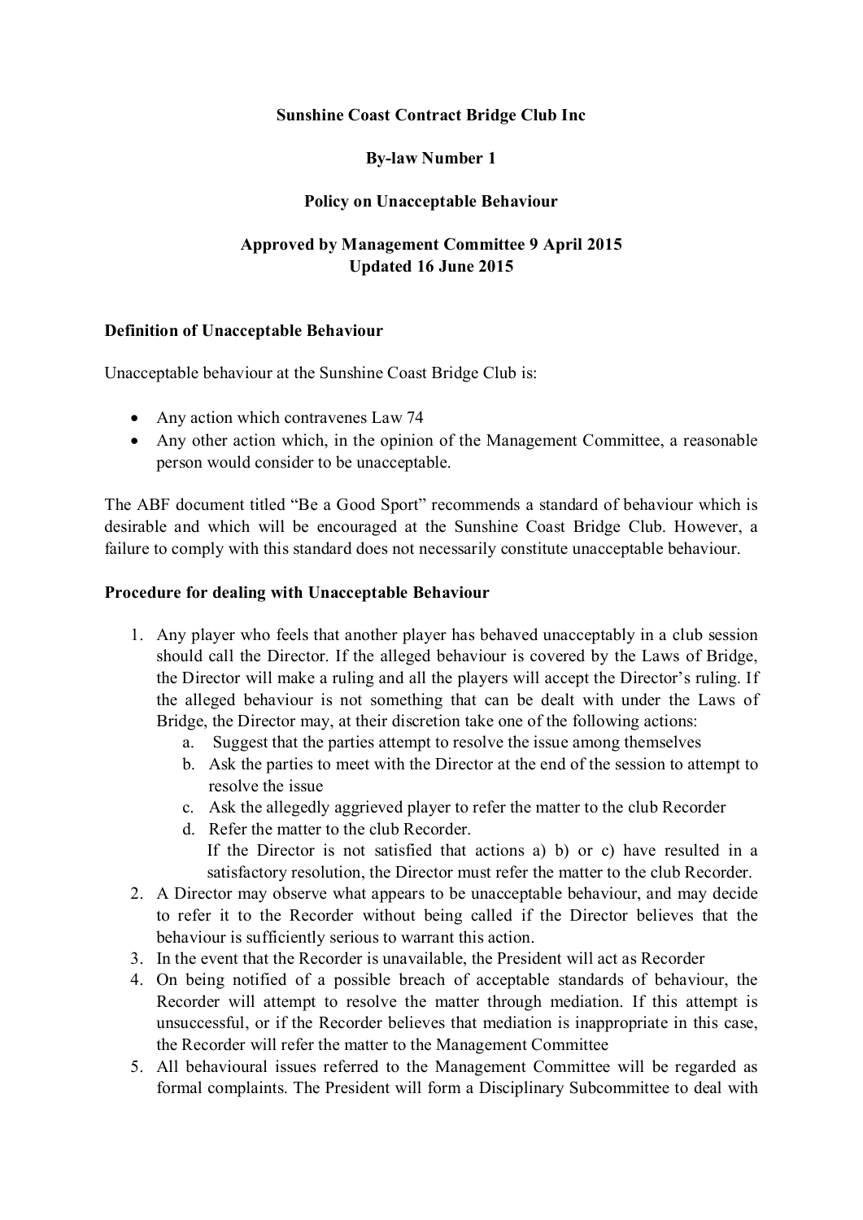**Sunshine Coast Contract Bridge Club Inc**

**By-law Number 1**

**Policy on Unacceptable Behaviour**

**Approved by Management Committee 9 April 2015**
**Updated 16 June 2015**

**Definition of Unacceptable Behaviour**

Unacceptable behaviour at the Sunshine Coast Bridge Club is:

- Any action which contravenes Law 74
- Any other action which, in the opinion of the Management Committee, a reasonable person would consider to be unacceptable.

The ABF document titled "Be a Good Sport" recommends a standard of behaviour which is desirable and which will be encouraged at the Sunshine Coast Bridge Club. However, a failure to comply with this standard does not necessarily constitute unacceptable behaviour.

**Procedure for dealing with Unacceptable Behaviour**

1. Any player who feels that another player has behaved unacceptably in a club session should call the Director. If the alleged behaviour is covered by the Laws of Bridge, the Director will make a ruling and all the players will accept the Director's ruling. If the alleged behaviour is not something that can be dealt with under the Laws of Bridge, the Director may, at their discretion take one of the following actions:
   a. Suggest that the parties attempt to resolve the issue among themselves
   b. Ask the parties to meet with the Director at the end of the session to attempt to resolve the issue
   c. Ask the allegedly aggrieved player to refer the matter to the club Recorder
   d. Refer the matter to the club Recorder.

   If the Director is not satisfied that actions a) b) or c) have resulted in a satisfactory resolution, the Director must refer the matter to the club Recorder.
2. A Director may observe what appears to be unacceptable behaviour, and may decide to refer it to the Recorder without being called if the Director believes that the behaviour is sufficiently serious to warrant this action.
3. In the event that the Recorder is unavailable, the President will act as Recorder
4. On being notified of a possible breach of acceptable standards of behaviour, the Recorder will attempt to resolve the matter through mediation. If this attempt is unsuccessful, or if the Recorder believes that mediation is inappropriate in this case, the Recorder will refer the matter to the Management Committee
5. All behavioural issues referred to the Management Committee will be regarded as formal complaints. The President will form a Disciplinary Subcommittee to deal with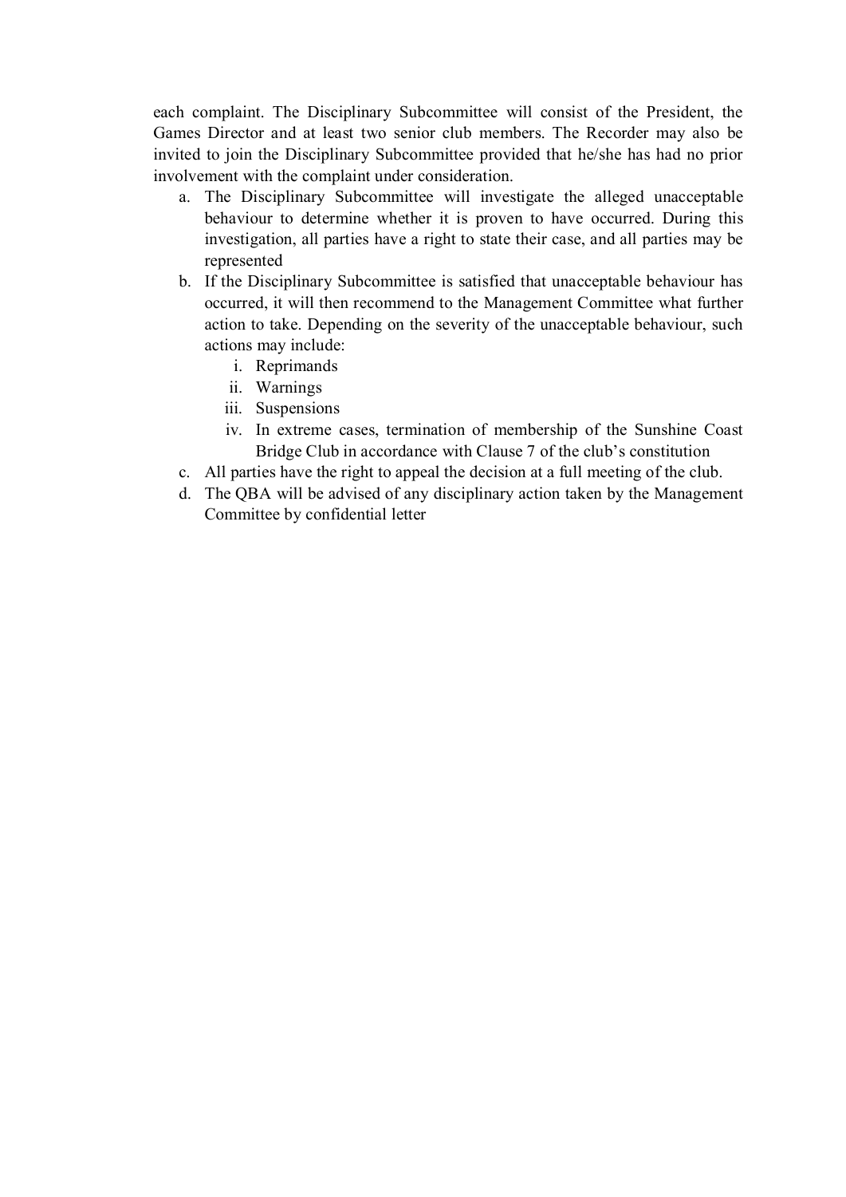each complaint. The Disciplinary Subcommittee will consist of the President, the Games Director and at least two senior club members. The Recorder may also be invited to join the Disciplinary Subcommittee provided that he/she has had no prior involvement with the complaint under consideration.

a. The Disciplinary Subcommittee will investigate the alleged unacceptable behaviour to determine whether it is proven to have occurred. During this investigation, all parties have a right to state their case, and all parties may be represented
b. If the Disciplinary Subcommittee is satisfied that unacceptable behaviour has occurred, it will then recommend to the Management Committee what further action to take. Depending on the severity of the unacceptable behaviour, such actions may include:
    i. Reprimands
    ii. Warnings
    iii. Suspensions
    iv. In extreme cases, termination of membership of the Sunshine Coast Bridge Club in accordance with Clause 7 of the club's constitution
c. All parties have the right to appeal the decision at a full meeting of the club.
d. The QBA will be advised of any disciplinary action taken by the Management Committee by confidential letter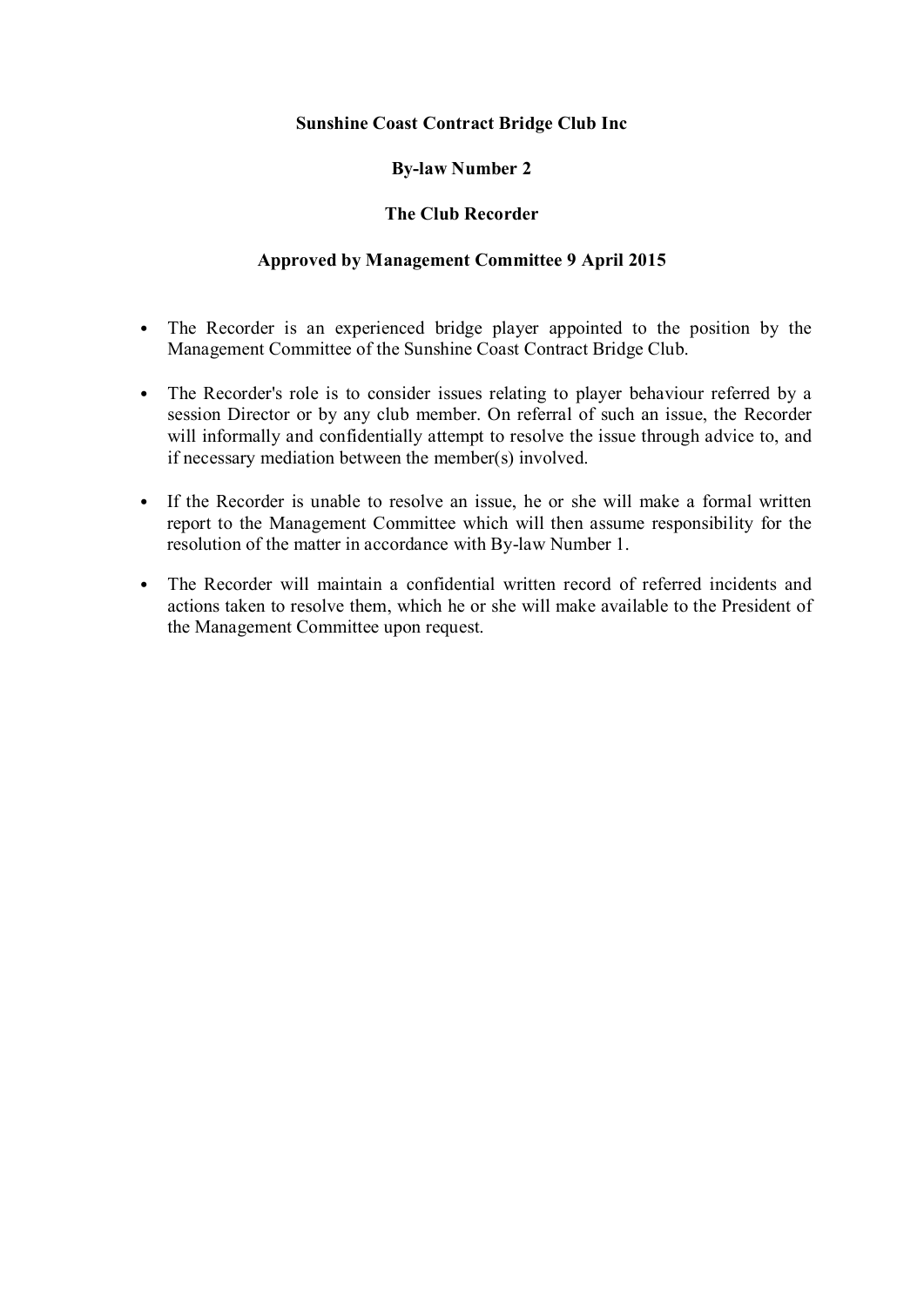**Sunshine Coast Contract Bridge Club Inc**

**By-law Number 2**

**The Club Recorder**

**Approved by Management Committee 9 April 2015**

- The Recorder is an experienced bridge player appointed to the position by the Management Committee of the Sunshine Coast Contract Bridge Club.

- The Recorder's role is to consider issues relating to player behaviour referred by a session Director or by any club member. On referral of such an issue, the Recorder will informally and confidentially attempt to resolve the issue through advice to, and if necessary mediation between the member(s) involved.

- If the Recorder is unable to resolve an issue, he or she will make a formal written report to the Management Committee which will then assume responsibility for the resolution of the matter in accordance with By-law Number 1.

- The Recorder will maintain a confidential written record of referred incidents and actions taken to resolve them, which he or she will make available to the President of the Management Committee upon request.